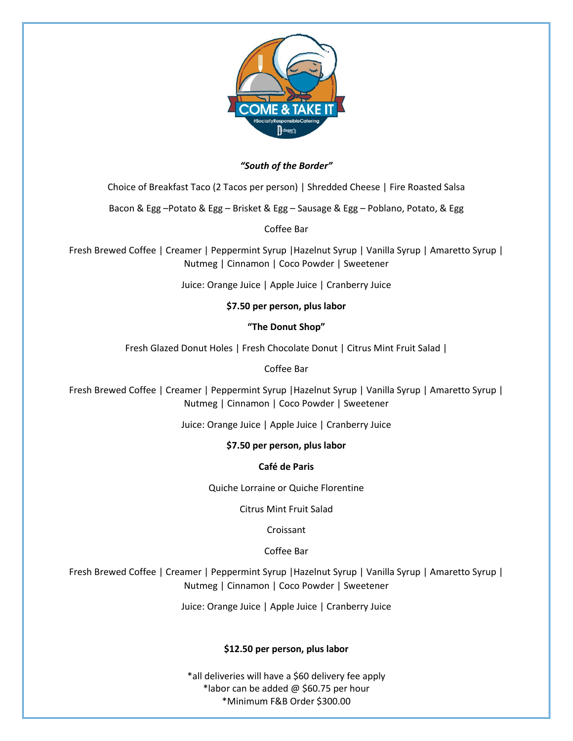***"South of the Border"***

Choice of Breakfast Taco (2 Tacos per person) | Shredded Cheese | Fire Roasted Salsa

Bacon & Egg –Potato & Egg – Brisket & Egg – Sausage & Egg – Poblano, Potato, & Egg

Coffee Bar

Fresh Brewed Coffee | Creamer | Peppermint Syrup |Hazelnut Syrup | Vanilla Syrup | Amaretto Syrup | Nutmeg | Cinnamon | Coco Powder | Sweetener

Juice: Orange Juice | Apple Juice | Cranberry Juice

**$7.50 per person, plus labor**

**"The Donut Shop"**

Fresh Glazed Donut Holes | Fresh Chocolate Donut | Citrus Mint Fruit Salad |

Coffee Bar

Fresh Brewed Coffee | Creamer | Peppermint Syrup |Hazelnut Syrup | Vanilla Syrup | Amaretto Syrup | Nutmeg | Cinnamon | Coco Powder | Sweetener

Juice: Orange Juice | Apple Juice | Cranberry Juice

**$7.50 per person, plus labor**

**Café de Paris**

Quiche Lorraine or Quiche Florentine

Citrus Mint Fruit Salad

Croissant

Coffee Bar

Fresh Brewed Coffee | Creamer | Peppermint Syrup |Hazelnut Syrup | Vanilla Syrup | Amaretto Syrup | Nutmeg | Cinnamon | Coco Powder | Sweetener

Juice: Orange Juice | Apple Juice | Cranberry Juice

**$12.50 per person, plus labor**

*all deliveries will have a $60 delivery fee apply
*labor can be added @ $60.75 per hour
*Minimum F&B Order $300.00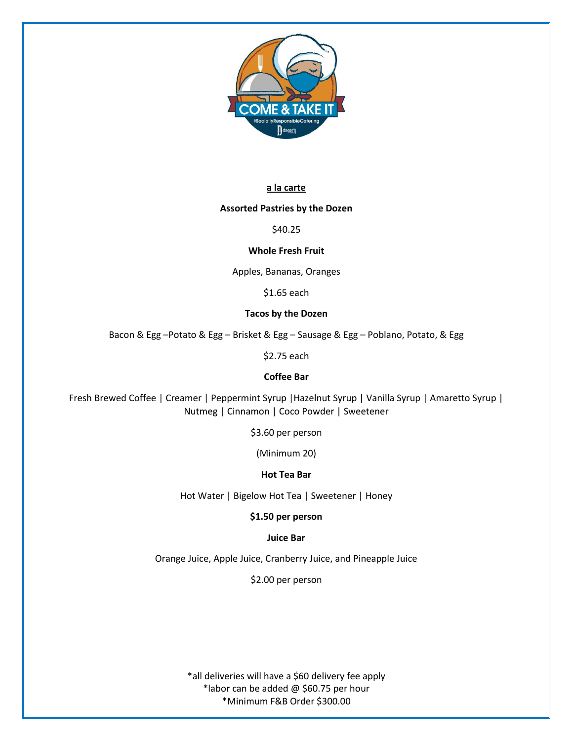**a la carte**

**Assorted Pastries by the Dozen**

$40.25

**Whole Fresh Fruit**

Apples, Bananas, Oranges

$1.65 each

**Tacos by the Dozen**

Bacon & Egg –Potato & Egg – Brisket & Egg – Sausage & Egg – Poblano, Potato, & Egg

$2.75 each

**Coffee Bar**

Fresh Brewed Coffee | Creamer | Peppermint Syrup |Hazelnut Syrup | Vanilla Syrup | Amaretto Syrup | Nutmeg | Cinnamon | Coco Powder | Sweetener

$3.60 per person

(Minimum 20)

**Hot Tea Bar**

Hot Water | Bigelow Hot Tea | Sweetener | Honey

**$1.50 per person**

**Juice Bar**

Orange Juice, Apple Juice, Cranberry Juice, and Pineapple Juice

$2.00 per person

*all deliveries will have a $60 delivery fee apply
*labor can be added @ $60.75 per hour
*Minimum F&B Order $300.00